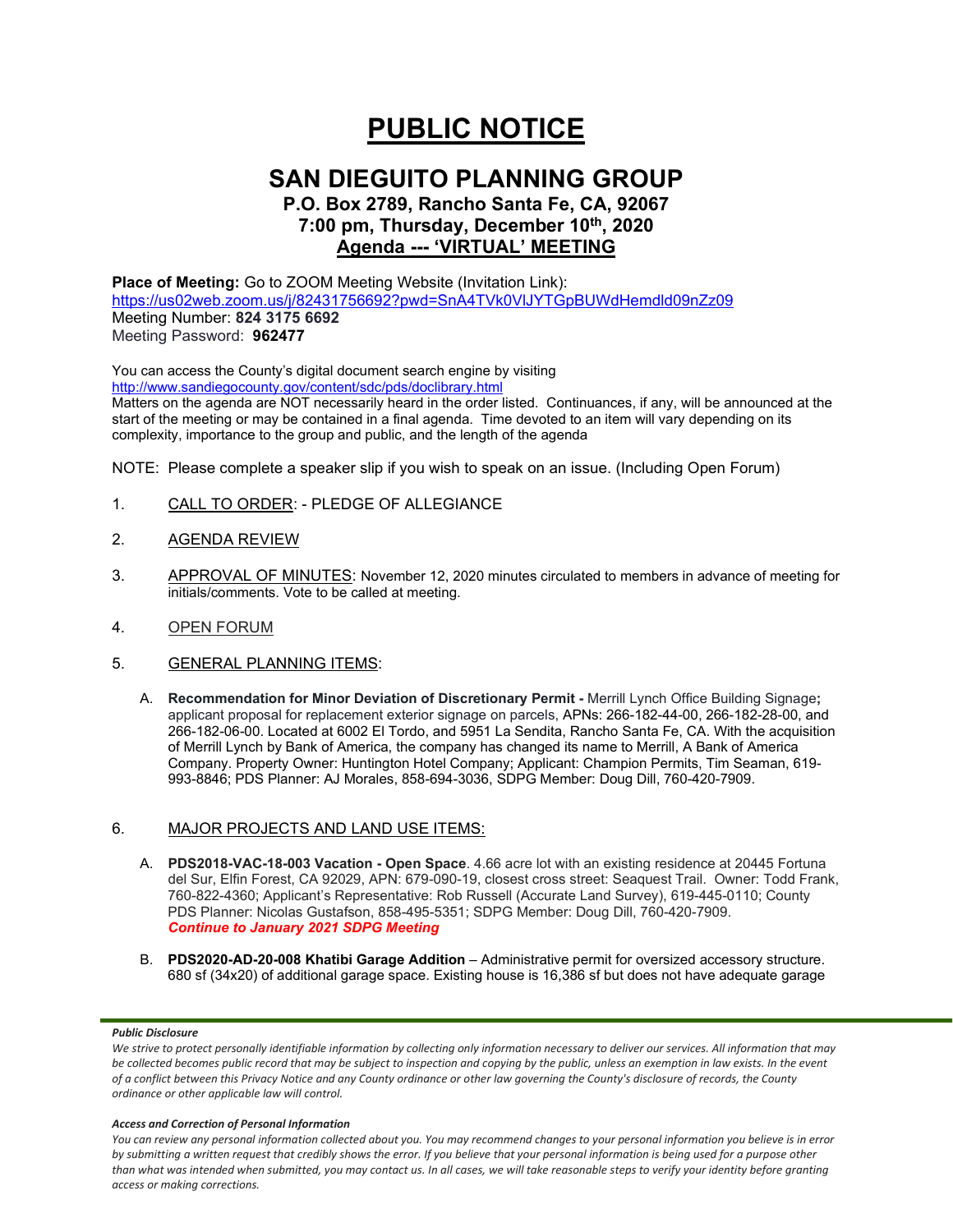# PUBLIC NOTICE

## SAN DIEGUITO PLANNING GROUP

### P.O. Box 2789, Rancho Santa Fe, CA, 92067
### 7:00 pm, Thursday, December 10th, 2020
### Agenda --- 'VIRTUAL' MEETING

**Place of Meeting:** Go to ZOOM Meeting Website (Invitation Link):
https://us02web.zoom.us/j/82431756692?pwd=SnA4TVk0VlJYTGpBUWdHemdld09nZz09
Meeting Number: **824 3175 6692**
Meeting Password: **962477**

You can access the County's digital document search engine by visiting
http://www.sandiegocounty.gov/content/sdc/pds/doclibrary.html
Matters on the agenda are NOT necessarily heard in the order listed. Continuances, if any, will be announced at the start of the meeting or may be contained in a final agenda. Time devoted to an item will vary depending on its complexity, importance to the group and public, and the length of the agenda

NOTE: Please complete a speaker slip if you wish to speak on an issue. (Including Open Forum)

1. CALL TO ORDER: - PLEDGE OF ALLEGIANCE

2. AGENDA REVIEW

3. APPROVAL OF MINUTES: November 12, 2020 minutes circulated to members in advance of meeting for initials/comments. Vote to be called at meeting.

4. OPEN FORUM

5. GENERAL PLANNING ITEMS:

   A. **Recommendation for Minor Deviation of Discretionary Permit -** Merrill Lynch Office Building Signage**;** applicant proposal for replacement exterior signage on parcels, APNs: 266-182-44-00, 266-182-28-00, and 266-182-06-00. Located at 6002 El Tordo, and 5951 La Sendita, Rancho Santa Fe, CA. With the acquisition of Merrill Lynch by Bank of America, the company has changed its name to Merrill, A Bank of America Company. Property Owner: Huntington Hotel Company; Applicant: Champion Permits, Tim Seaman, 619-993-8846; PDS Planner: AJ Morales, 858-694-3036, SDPG Member: Doug Dill, 760-420-7909.

6. MAJOR PROJECTS AND LAND USE ITEMS:

   A. **PDS2018-VAC-18-003 Vacation - Open Space**. 4.66 acre lot with an existing residence at 20445 Fortuna del Sur, Elfin Forest, CA 92029, APN: 679-090-19, closest cross street: Seaquest Trail. Owner: Todd Frank, 760-822-4360; Applicant's Representative: Rob Russell (Accurate Land Survey), 619-445-0110; County PDS Planner: Nicolas Gustafson, 858-495-5351; SDPG Member: Doug Dill, 760-420-7909.
   ***Continue to January 2021 SDPG Meeting***

   B. **PDS2020-AD-20-008 Khatibi Garage Addition** – Administrative permit for oversized accessory structure. 680 sf (34x20) of additional garage space. Existing house is 16,386 sf but does not have adequate garage

***Public Disclosure***

*We strive to protect personally identifiable information by collecting only information necessary to deliver our services. All information that may be collected becomes public record that may be subject to inspection and copying by the public, unless an exemption in law exists. In the event of a conflict between this Privacy Notice and any County ordinance or other law governing the County's disclosure of records, the County ordinance or other applicable law will control.*

***Access and Correction of Personal Information***

*You can review any personal information collected about you. You may recommend changes to your personal information you believe is in error by submitting a written request that credibly shows the error. If you believe that your personal information is being used for a purpose other than what was intended when submitted, you may contact us. In all cases, we will take reasonable steps to verify your identity before granting access or making corrections.*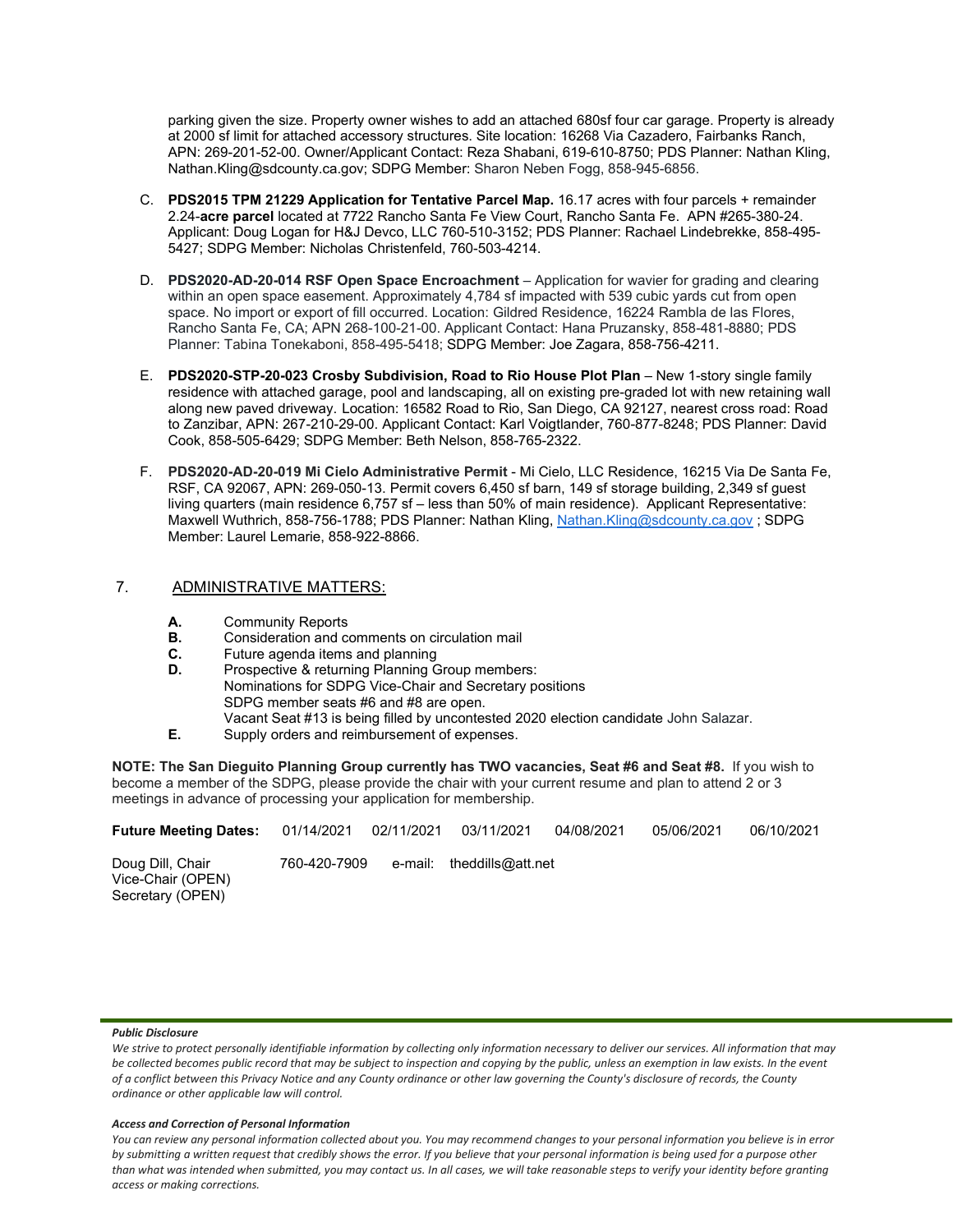parking given the size. Property owner wishes to add an attached 680sf four car garage. Property is already at 2000 sf limit for attached accessory structures. Site location: 16268 Via Cazadero, Fairbanks Ranch, APN: 269-201-52-00. Owner/Applicant Contact: Reza Shabani, 619-610-8750; PDS Planner: Nathan Kling, Nathan.Kling@sdcounty.ca.gov; SDPG Member: Sharon Neben Fogg, 858-945-6856.

C. **PDS2015 TPM 21229 Application for Tentative Parcel Map.** 16.17 acres with four parcels + remainder 2.24-**acre parcel** located at 7722 Rancho Santa Fe View Court, Rancho Santa Fe. APN #265-380-24. Applicant: Doug Logan for H&J Devco, LLC 760-510-3152; PDS Planner: Rachael Lindebrekke, 858-495-5427; SDPG Member: Nicholas Christenfeld, 760-503-4214.

D. **PDS2020-AD-20-014 RSF Open Space Encroachment** – Application for wavier for grading and clearing within an open space easement. Approximately 4,784 sf impacted with 539 cubic yards cut from open space. No import or export of fill occurred. Location: Gildred Residence, 16224 Rambla de las Flores, Rancho Santa Fe, CA; APN 268-100-21-00. Applicant Contact: Hana Pruzansky, 858-481-8880; PDS Planner: Tabina Tonekaboni, 858-495-5418; SDPG Member: Joe Zagara, 858-756-4211.

E. **PDS2020-STP-20-023 Crosby Subdivision, Road to Rio House Plot Plan** – New 1-story single family residence with attached garage, pool and landscaping, all on existing pre-graded lot with new retaining wall along new paved driveway. Location: 16582 Road to Rio, San Diego, CA 92127, nearest cross road: Road to Zanzibar, APN: 267-210-29-00. Applicant Contact: Karl Voigtlander, 760-877-8248; PDS Planner: David Cook, 858-505-6429; SDPG Member: Beth Nelson, 858-765-2322.

F. **PDS2020-AD-20-019 Mi Cielo Administrative Permit** - Mi Cielo, LLC Residence, 16215 Via De Santa Fe, RSF, CA 92067, APN: 269-050-13. Permit covers 6,450 sf barn, 149 sf storage building, 2,349 sf guest living quarters (main residence 6,757 sf – less than 50% of main residence). Applicant Representative: Maxwell Wuthrich, 858-756-1788; PDS Planner: Nathan Kling, Nathan.Kling@sdcounty.ca.gov ; SDPG Member: Laurel Lemarie, 858-922-8866.

7. <u>ADMINISTRATIVE MATTERS:</u>

**A.** Community Reports
**B.** Consideration and comments on circulation mail
**C.** Future agenda items and planning
**D.** Prospective & returning Planning Group members:
Nominations for SDPG Vice-Chair and Secretary positions
SDPG member seats #6 and #8 are open.
Vacant Seat #13 is being filled by uncontested 2020 election candidate John Salazar.
**E.** Supply orders and reimbursement of expenses.

**NOTE: The San Dieguito Planning Group currently has TWO vacancies, Seat #6 and Seat #8.** If you wish to become a member of the SDPG, please provide the chair with your current resume and plan to attend 2 or 3 meetings in advance of processing your application for membership.

**Future Meeting Dates:** 01/14/2021 02/11/2021 03/11/2021 04/08/2021 05/06/2021 06/10/2021

Doug Dill, Chair 760-420-7909 e-mail: theddills@att.net
Vice-Chair (OPEN)
Secretary (OPEN)

***Public Disclosure***

*We strive to protect personally identifiable information by collecting only information necessary to deliver our services. All information that may be collected becomes public record that may be subject to inspection and copying by the public, unless an exemption in law exists. In the event of a conflict between this Privacy Notice and any County ordinance or other law governing the County's disclosure of records, the County ordinance or other applicable law will control.*

***Access and Correction of Personal Information***

*You can review any personal information collected about you. You may recommend changes to your personal information you believe is in error by submitting a written request that credibly shows the error. If you believe that your personal information is being used for a purpose other than what was intended when submitted, you may contact us. In all cases, we will take reasonable steps to verify your identity before granting access or making corrections.*